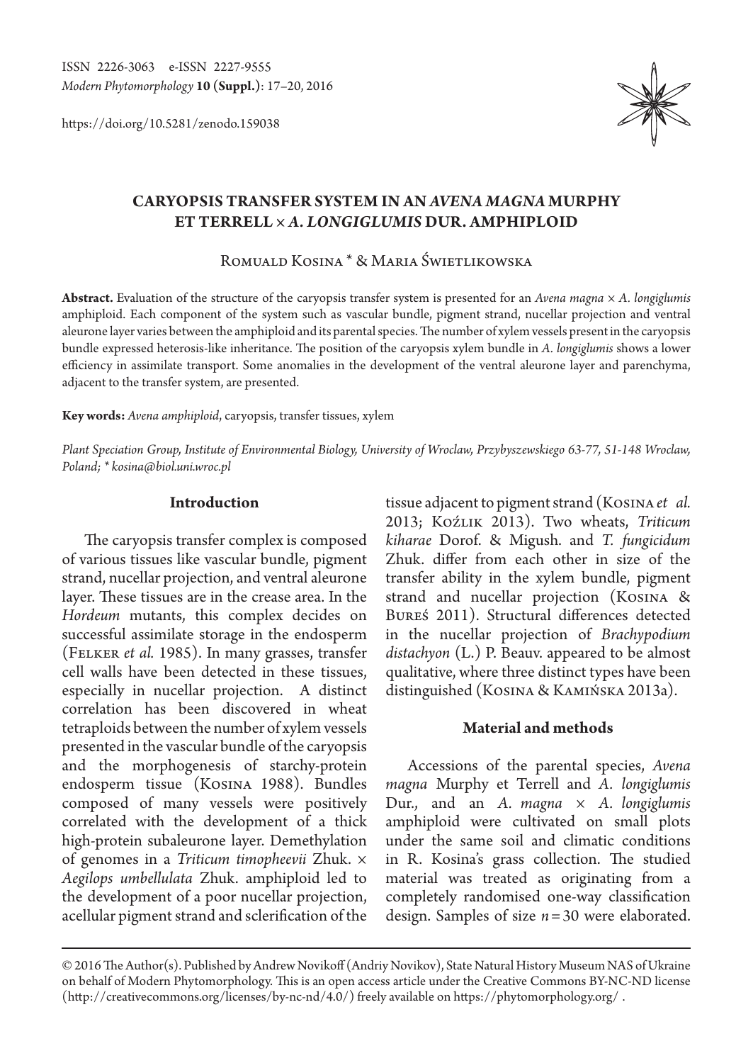ISSN 2226-3063 e-ISSN 2227-9555
*Modern Phytomorphology* **10 (Suppl.)**: 17–20, 2016

https://doi.org/10.5281/zenodo.159038

# CARYOPSIS TRANSFER SYSTEM IN AN *AVENA MAGNA* MURPHY ET TERRELL × *A. LONGIGLUMIS* DUR. AMPHIPLOID

Romuald Kosina * & Maria Świetlikowska

**Abstract.** Evaluation of the structure of the caryopsis transfer system is presented for an *Avena magna* × *A. longiglumis* amphiploid. Each component of the system such as vascular bundle, pigment strand, nucellar projection and ventral aleurone layer varies between the amphiploid and its parental species. The number of xylem vessels present in the caryopsis bundle expressed heterosis-like inheritance. The position of the caryopsis xylem bundle in *A. longiglumis* shows a lower efficiency in assimilate transport. Some anomalies in the development of the ventral aleurone layer and parenchyma, adjacent to the transfer system, are presented.

**Key words:** *Avena amphiploid*, caryopsis, transfer tissues, xylem

*Plant Speciation Group, Institute of Environmental Biology, University of Wroclaw, Przybyszewskiego 63-77, 51-148 Wroclaw, Poland; * kosina@biol.uni.wroc.pl*

## Introduction

The caryopsis transfer complex is composed of various tissues like vascular bundle, pigment strand, nucellar projection, and ventral aleurone layer. These tissues are in the crease area. In the *Hordeum* mutants, this complex decides on successful assimilate storage in the endosperm (Felker *et al.* 1985). In many grasses, transfer cell walls have been detected in these tissues, especially in nucellar projection. A distinct correlation has been discovered in wheat tetraploids between the number of xylem vessels presented in the vascular bundle of the caryopsis and the morphogenesis of starchy-protein endosperm tissue (Kosina 1988). Bundles composed of many vessels were positively correlated with the development of a thick high-protein subaleurone layer. Demethylation of genomes in a *Triticum timopheevii* Zhuk. × *Aegilops umbellulata* Zhuk. amphiploid led to the development of a poor nucellar projection, acellular pigment strand and sclerification of the tissue adjacent to pigment strand (Kosina *et al.* 2013; Koźlik 2013). Two wheats, *Triticum kiharae* Dorof. & Migush. and *T. fungicidum* Zhuk. differ from each other in size of the transfer ability in the xylem bundle, pigment strand and nucellar projection (Kosina & Bureś 2011). Structural differences detected in the nucellar projection of *Brachypodium distachyon* (L.) P. Beauv. appeared to be almost qualitative, where three distinct types have been distinguished (Kosina & Kamińska 2013a).

## Material and methods

Accessions of the parental species, *Avena magna* Murphy et Terrell and *A. longiglumis* Dur., and an *A. magna* × *A. longiglumis* amphiploid were cultivated on small plots under the same soil and climatic conditions in R. Kosina's grass collection. The studied material was treated as originating from a completely randomised one-way classification design. Samples of size $n = 30$ were elaborated.

© 2016 The Author(s). Published by Andrew Novikoff (Andriy Novikov), State Natural History Museum NAS of Ukraine on behalf of Modern Phytomorphology. This is an open access article under the Creative Commons BY-NC-ND license (http://creativecommons.org/licenses/by-nc-nd/4.0/) freely available on https://phytomorphology.org/ .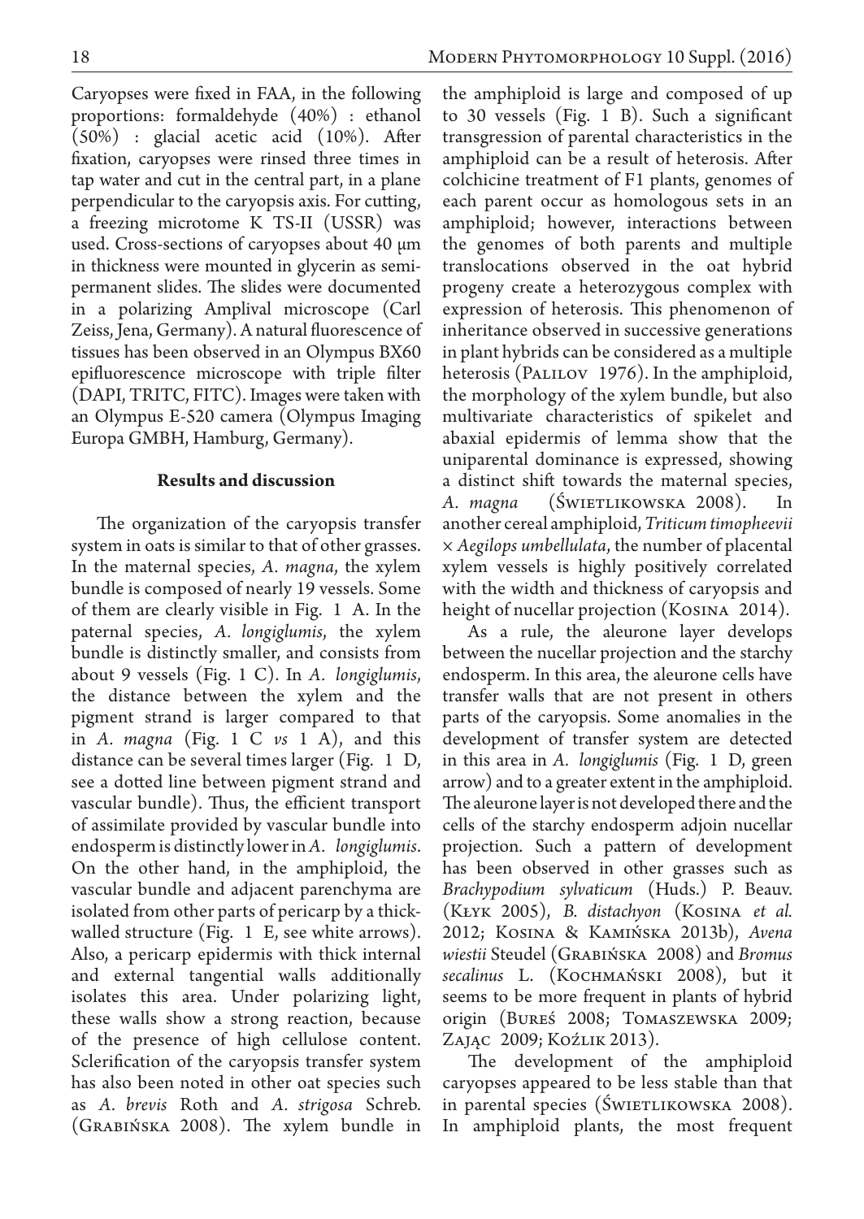Caryopses were fixed in FAA, in the following proportions: formaldehyde (40%) : ethanol (50%) : glacial acetic acid (10%). After fixation, caryopses were rinsed three times in tap water and cut in the central part, in a plane perpendicular to the caryopsis axis. For cutting, a freezing microtome K TS-II (USSR) was used. Cross-sections of caryopses about 40 μm in thickness were mounted in glycerin as semi-permanent slides. The slides were documented in a polarizing Amplival microscope (Carl Zeiss, Jena, Germany). A natural fluorescence of tissues has been observed in an Olympus BX60 epifluorescence microscope with triple filter (DAPI, TRITC, FITC). Images were taken with an Olympus E-520 camera (Olympus Imaging Europa GMBH, Hamburg, Germany).

## Results and discussion

The organization of the caryopsis transfer system in oats is similar to that of other grasses. In the maternal species, *A. magna*, the xylem bundle is composed of nearly 19 vessels. Some of them are clearly visible in Fig. 1 A. In the paternal species, *A. longiglumis*, the xylem bundle is distinctly smaller, and consists from about 9 vessels (Fig. 1 C). In *A. longiglumis*, the distance between the xylem and the pigment strand is larger compared to that in *A. magna* (Fig. 1 C *vs* 1 A), and this distance can be several times larger (Fig. 1 D, see a dotted line between pigment strand and vascular bundle). Thus, the efficient transport of assimilate provided by vascular bundle into endosperm is distinctly lower in *A. longiglumis*. On the other hand, in the amphiploid, the vascular bundle and adjacent parenchyma are isolated from other parts of pericarp by a thick-walled structure (Fig. 1 E, see white arrows). Also, a pericarp epidermis with thick internal and external tangential walls additionally isolates this area. Under polarizing light, these walls show a strong reaction, because of the presence of high cellulose content. Sclerification of the caryopsis transfer system has also been noted in other oat species such as *A. brevis* Roth and *A. strigosa* Schreb. (Grabińska 2008). The xylem bundle in the amphiploid is large and composed of up to 30 vessels (Fig. 1 B). Such a significant transgression of parental characteristics in the amphiploid can be a result of heterosis. After colchicine treatment of F1 plants, genomes of each parent occur as homologous sets in an amphiploid; however, interactions between the genomes of both parents and multiple translocations observed in the oat hybrid progeny create a heterozygous complex with expression of heterosis. This phenomenon of inheritance observed in successive generations in plant hybrids can be considered as a multiple heterosis (Palilov 1976). In the amphiploid, the morphology of the xylem bundle, but also multivariate characteristics of spikelet and abaxial epidermis of lemma show that the uniparental dominance is expressed, showing a distinct shift towards the maternal species, *A. magna* (Świetlikowska 2008). In another cereal amphiploid, *Triticum timopheevii* × *Aegilops umbellulata*, the number of placental xylem vessels is highly positively correlated with the width and thickness of caryopsis and height of nucellar projection (Kosina 2014).

As a rule, the aleurone layer develops between the nucellar projection and the starchy endosperm. In this area, the aleurone cells have transfer walls that are not present in others parts of the caryopsis. Some anomalies in the development of transfer system are detected in this area in *A. longiglumis* (Fig. 1 D, green arrow) and to a greater extent in the amphiploid. The aleurone layer is not developed there and the cells of the starchy endosperm adjoin nucellar projection. Such a pattern of development has been observed in other grasses such as *Brachypodium sylvaticum* (Huds.) P. Beauv. (Kłyk 2005), *B. distachyon* (Kosina *et al.* 2012; Kosina & Kamińska 2013b), *Avena wiestii* Steudel (Grabińska 2008) and *Bromus secalinus* L. (Kochmański 2008), but it seems to be more frequent in plants of hybrid origin (Bureś 2008; Tomaszewska 2009; Zając 2009; Koźlik 2013).

The development of the amphiploid caryopses appeared to be less stable than that in parental species (Świetlikowska 2008). In amphiploid plants, the most frequent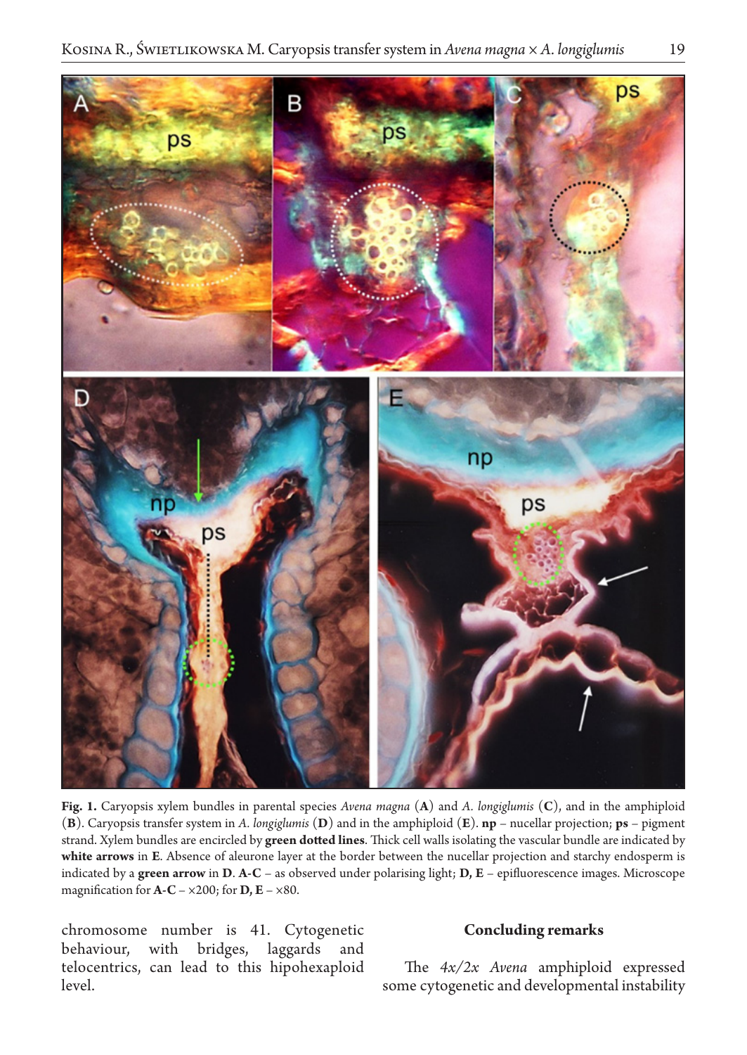**Fig. 1.** Caryopsis xylem bundles in parental species *Avena magna* (**A**) and *A. longiglumis* (**C**), and in the amphiploid (**B**). Caryopsis transfer system in *A. longiglumis* (**D**) and in the amphiploid (**E**). **np** – nucellar projection; **ps** – pigment strand. Xylem bundles are encircled by **green dotted lines**. Thick cell walls isolating the vascular bundle are indicated by **white arrows** in **E**. Absence of aleurone layer at the border between the nucellar projection and starchy endosperm is indicated by a **green arrow** in **D**. **A-C** – as observed under polarising light; **D, E** – epifluorescence images. Microscope magnification for **A-C** – ×200; for **D, E** – ×80.

chromosome number is 41. Cytogenetic behaviour, with bridges, laggards and telocentrics, can lead to this hipohexaploid level.

## Concluding remarks

The *4x/2x Avena* amphiploid expressed some cytogenetic and developmental instability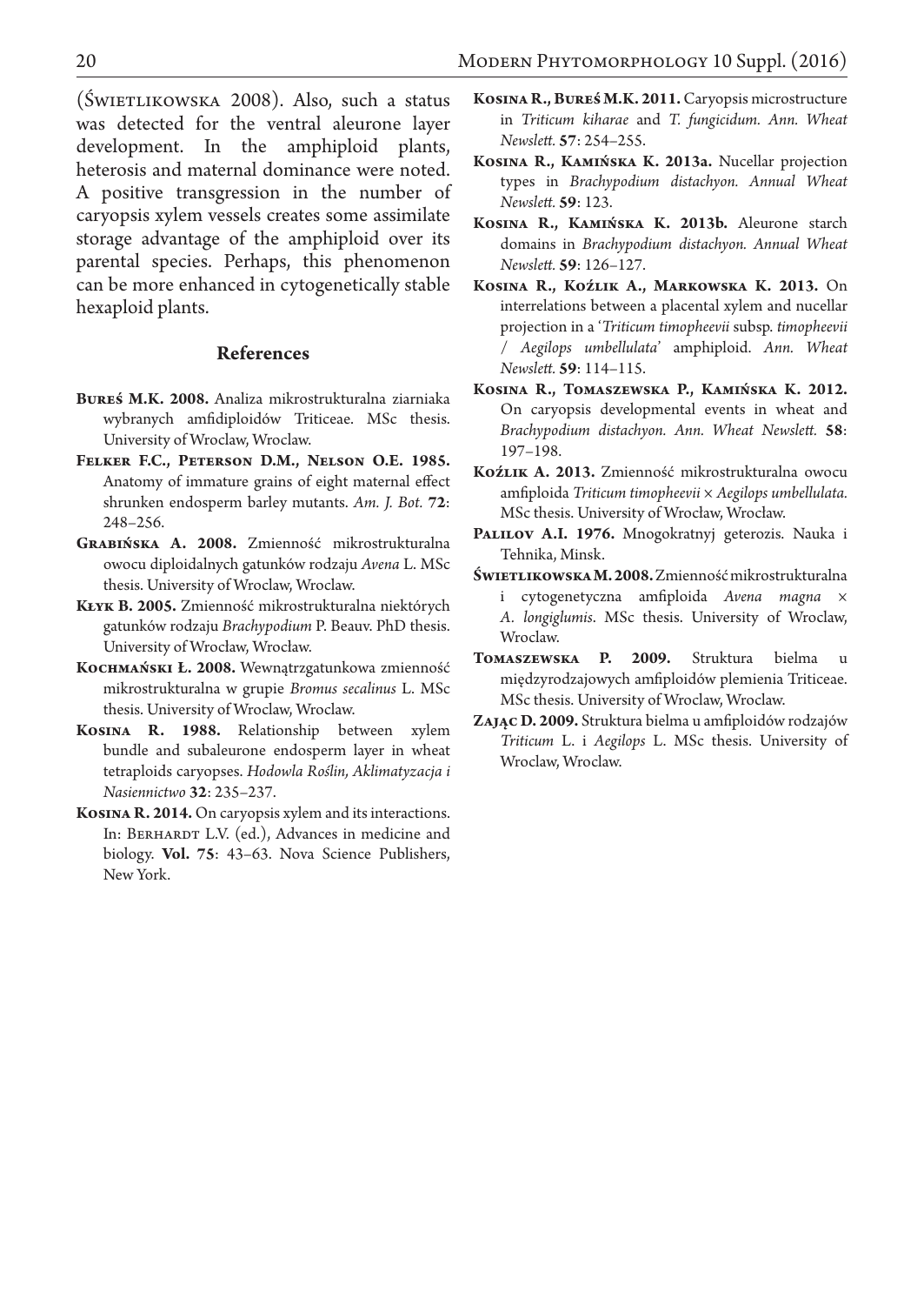(Świetlikowska 2008). Also, such a status was detected for the ventral aleurone layer development. In the amphiploid plants, heterosis and maternal dominance were noted. A positive transgression in the number of caryopsis xylem vessels creates some assimilate storage advantage of the amphiploid over its parental species. Perhaps, this phenomenon can be more enhanced in cytogenetically stable hexaploid plants.

## References

**Bureś M.K. 2008.** Analiza mikrostrukturalna ziarniaka wybranych amfidiploidów Triticeae. MSc thesis. University of Wroclaw, Wroclaw.

**Felker F.C., Peterson D.M., Nelson O.E. 1985.** Anatomy of immature grains of eight maternal effect shrunken endosperm barley mutants. *Am. J. Bot.* **72**: 248–256.

**Grabińska A. 2008.** Zmienność mikrostrukturalna owocu diploidalnych gatunków rodzaju *Avena* L. MSc thesis. University of Wroclaw, Wroclaw.

**Kłyk B. 2005.** Zmienność mikrostrukturalna niektórych gatunków rodzaju *Brachypodium* P. Beauv. PhD thesis. University of Wrocław, Wrocław.

**Kochmański Ł. 2008.** Wewnątrzgatunkowa zmienność mikrostrukturalna w grupie *Bromus secalinus* L. MSc thesis. University of Wroclaw, Wroclaw.

**Kosina R. 1988.** Relationship between xylem bundle and subaleurone endosperm layer in wheat tetraploids caryopses. *Hodowla Roślin, Aklimatyzacja i Nasiennictwo* **32**: 235–237.

**Kosina R. 2014.** On caryopsis xylem and its interactions. In: Berhardt L.V. (ed.), Advances in medicine and biology. **Vol. 75**: 43–63. Nova Science Publishers, New York.

**Kosina R., Bureś M.K. 2011.** Caryopsis microstructure in *Triticum kiharae* and *T. fungicidum*. *Ann. Wheat Newslett.* **57**: 254–255.

**Kosina R., Kamińska K. 2013a.** Nucellar projection types in *Brachypodium distachyon*. *Annual Wheat Newslett.* **59**: 123.

**Kosina R., Kamińska K. 2013b.** Aleurone starch domains in *Brachypodium distachyon*. *Annual Wheat Newslett.* **59**: 126–127.

**Kosina R., Koźlik A., Markowska K. 2013.** On interrelations between a placental xylem and nucellar projection in a '*Triticum timopheevii* subsp. *timopheevii* / *Aegilops umbellulata*' amphiploid. *Ann. Wheat Newslett.* **59**: 114–115.

**Kosina R., Tomaszewska P., Kamińska K. 2012.** On caryopsis developmental events in wheat and *Brachypodium distachyon*. *Ann. Wheat Newslett.* **58**: 197–198.

**Koźlik A. 2013.** Zmienność mikrostrukturalna owocu amfiploida *Triticum timopheevii* × *Aegilops umbellulata*. MSc thesis. University of Wrocław, Wrocław.

**Palilov A.I. 1976.** Mnogokratnyj geterozis. Nauka i Tehnika, Minsk.

**Świetlikowska M. 2008.** Zmienność mikrostrukturalna i cytogenetyczna amfiploida *Avena magna* × *A. longiglumis*. MSc thesis. University of Wroclaw, Wroclaw.

**Tomaszewska P. 2009.** Struktura bielma u międzyrodzajowych amfiploidów plemienia Triticeae. MSc thesis. University of Wroclaw, Wroclaw.

**Zając D. 2009.** Struktura bielma u amfiploidów rodzajów *Triticum* L. i *Aegilops* L. MSc thesis. University of Wroclaw, Wroclaw.